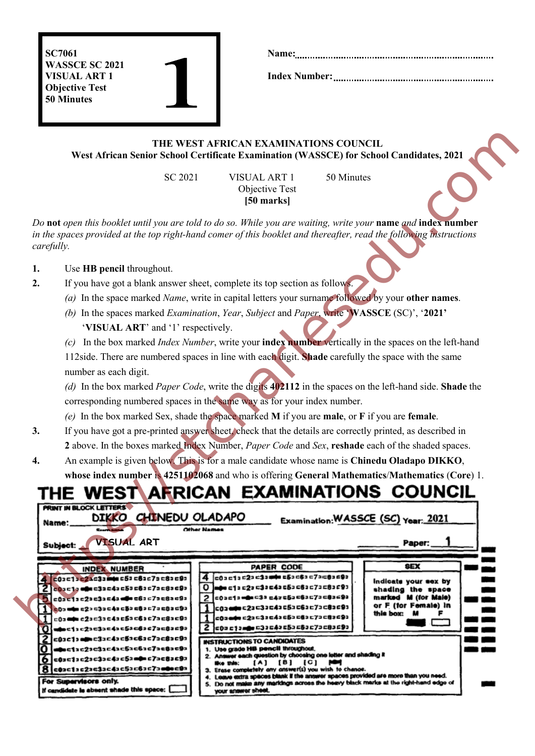| SC7061<br>WASSCE SC 2021<br>VISUAL ART 1<br>Objective Test<br>50 Minutes | 1 |
|---|---|

Name:.............................................................................

Index Number:..................................................................

**THE WEST AFRICAN EXAMINATIONS COUNCIL**
**West African Senior School Certificate Examination (WASSCE) for School Candidates, 2021**

SC 2021 VISUAL ART 1 50 Minutes
Objective Test
**[50 marks]**

*Do* **not** *open this booklet until you are told to do so. While you are waiting, write your* **name** *and* **index number** *in the spaces provided at the top right-hand comer of this booklet and thereafter, read the following instructions carefully.*

1. Use **HB pencil** throughout.
2. If you have got a blank answer sheet, complete its top section as follows.
   *(a)* In the space marked *Name*, write in capital letters your surname followed by your **other names**.
   *(b)* In the spaces marked *Examination*, *Year*, *Subject* and *Paper*, write '**WASSCE** (SC)', '**2021**' '**VISUAL ART**' and '1' respectively.
   *(c)* In the box marked *Index Number*, write your **index number** vertically in the spaces on the left-hand 112side. There are numbered spaces in line with each digit. **Shade** carefully the space with the same number as each digit.
   *(d)* In the box marked *Paper Code*, write the digits **402112** in the spaces on the left-hand side. **Shade** the corresponding numbered spaces in the same way as for your index number.
   *(e)* In the box marked Sex, shade the space marked **M** if you are **male**, or **F** if you are **female**.
3. If you have got a pre-printed answer sheet, check that the details are correctly printed, as described in **2** above. In the boxes marked Index Number, *Paper Code* and *Sex*, **reshade** each of the shaded spaces.
4. An example is given below. This is for a male candidate whose name is **Chinedu Oladapo DIKKO**, **whose index number** is **4251102068** and who is offering **General Mathematics**/**Mathematics** (**Core**) 1.

**THE WEST AFRICAN EXAMINATIONS COUNCIL**

PRINT IN BLOCK LETTERS
Name: DIKKO CHINEDU OLADAPO (Surname, Other Names) Examination: WASSCE (SC) Year: 2021
Subject: VISUAL ART Paper: 1

INDEX NUMBER: 4 2 5 1 1 0 2 0 6 8

PAPER CODE: 4 0 2 1 1 2

SEX: Indicate your sex by shading the space marked M (for Male) or F (for Female) in this box: M F

For Supervisors only.
If candidate is absent shade this space: [ ]

INSTRUCTIONS TO CANDIDATES
1. Use grade HB pencil throughout.
2. Answer each question by choosing one letter and shading it like this: [A] [B] [C] [■]
3. Erase completely any answer(s) you wish to change.
4. Leave extra spaces blank if the answer spaces provided are more than you need.
5. Do not make any markings across the heavy black marks at the right-hand edge of your answer sheet.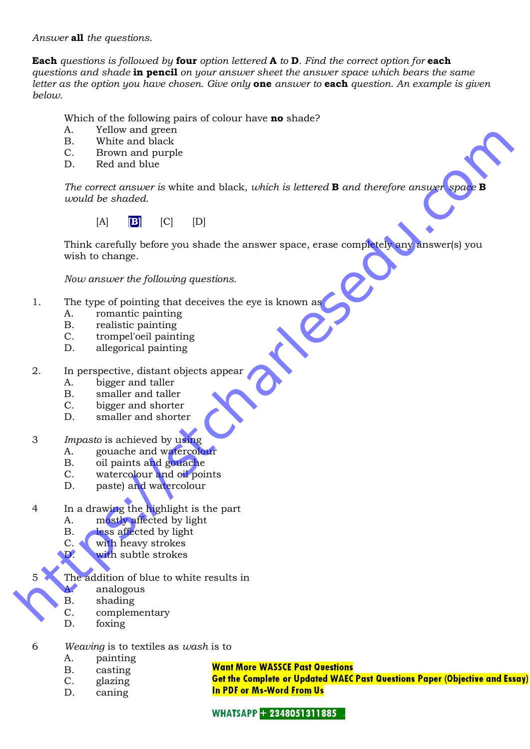*Answer* **all** *the questions.*

**Each** *questions is followed by* **four** *option lettered* **A** *to* **D**. *Find the correct option for* **each** *questions and shade* **in pencil** *on your answer sheet the answer space which bears the same letter as the option you have chosen. Give only* **one** *answer to* **each** *question. An example is given below.*

Which of the following pairs of colour have **no** shade?

A. Yellow and green
B. White and black
C. Brown and purple
D. Red and blue

*The correct answer is* white and black, *which is lettered* **B** *and therefore answer space* **B** *would be shaded.*

[A] **[B]** [C] [D]

Think carefully before you shade the answer space, erase completely any answer(s) you wish to change.

*Now answer the following questions.*

1. The type of pointing that deceives the eye is known as
   A. romantic painting
   B. realistic painting
   C. trompel'oeil painting
   D. allegorical painting

2. In perspective, distant objects appear
   A. bigger and taller
   B. smaller and taller
   C. bigger and shorter
   D. smaller and shorter

3. *Impasto* is achieved by using
   A. gouache and watercolour
   B. oil paints and gouache
   C. watercolour and oil points
   D. paste) and watercolour

4. In a drawing the highlight is the part
   A. mostly affected by light
   B. less affected by light
   C. with heavy strokes
   D. with subtle strokes

5. The addition of blue to white results in
   A. analogous
   B. shading
   C. complementary
   D. foxing

6. *Weaving* is to textiles as *wash* is to
   A. painting
   B. casting
   C. glazing
   D. caning

**Want More WASSCE Past Questions**
**Get the Complete or Updated WAEC Past Questions Paper (Objective and Essay) In PDF or Ms-Word From Us**

**WHATSAPP + 2348051311885**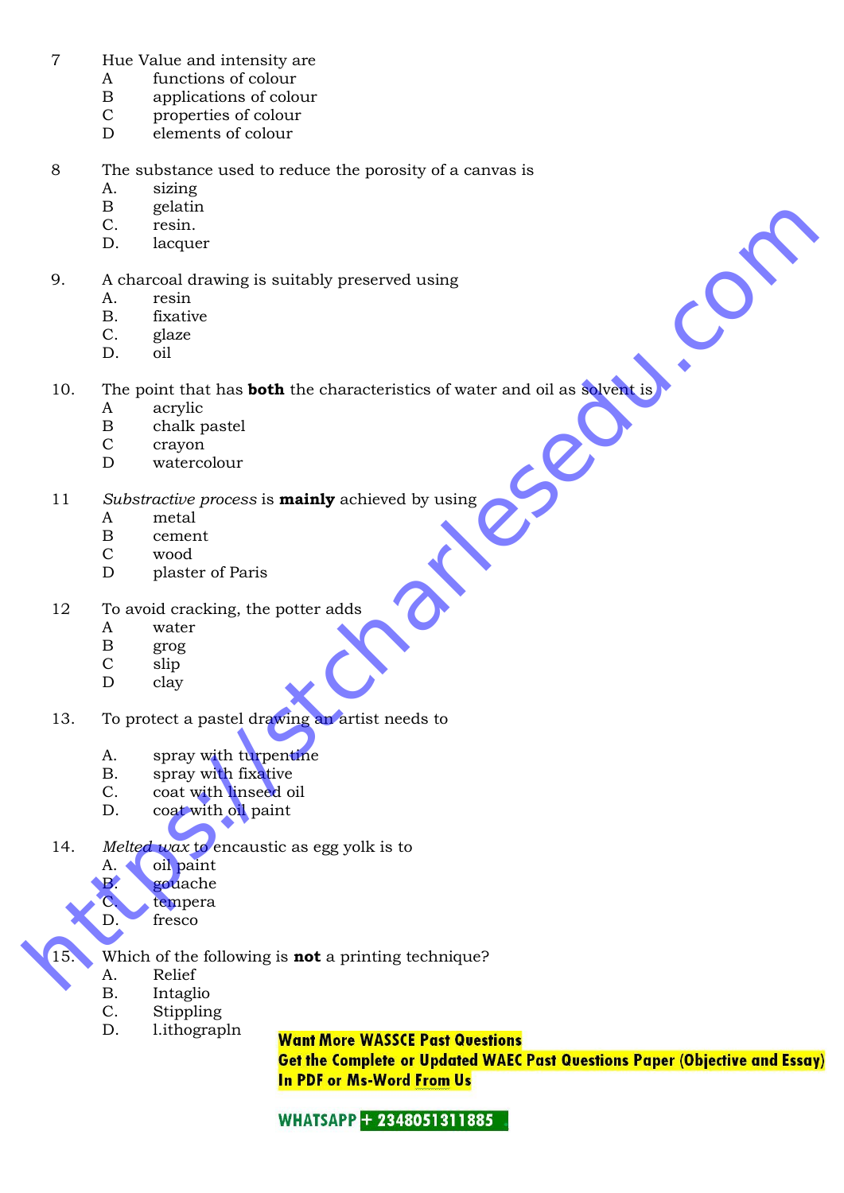7 Hue Value and intensity are

A functions of colour
B applications of colour
C properties of colour
D elements of colour

8 The substance used to reduce the porosity of a canvas is

A. sizing
B gelatin
C. resin.
D. lacquer

9. A charcoal drawing is suitably preserved using

A. resin
B. fixative
C. glaze
D. oil

10. The point that has **both** the characteristics of water and oil as solvent is

A acrylic
B chalk pastel
C crayon
D watercolour

11 *Substractive process* is **mainly** achieved by using

A metal
B cement
C wood
D plaster of Paris

12 To avoid cracking, the potter adds

A water
B grog
C slip
D clay

13. To protect a pastel drawing an artist needs to

A. spray with turpentine
B. spray with fixative
C. coat with linseed oil
D. coat with oil paint

14. *Melted wax* to encaustic as egg yolk is to

A. oil paint
B. gouache
C. tempera
D. fresco

15. Which of the following is **not** a printing technique?

A. Relief
B. Intaglio
C. Stippling
D. l.ithograpln

**Want More WASSCE Past Questions**
**Get the Complete or Updated WAEC Past Questions Paper (Objective and Essay) In PDF or Ms-Word From Us**

**WHATSAPP + 2348051311885**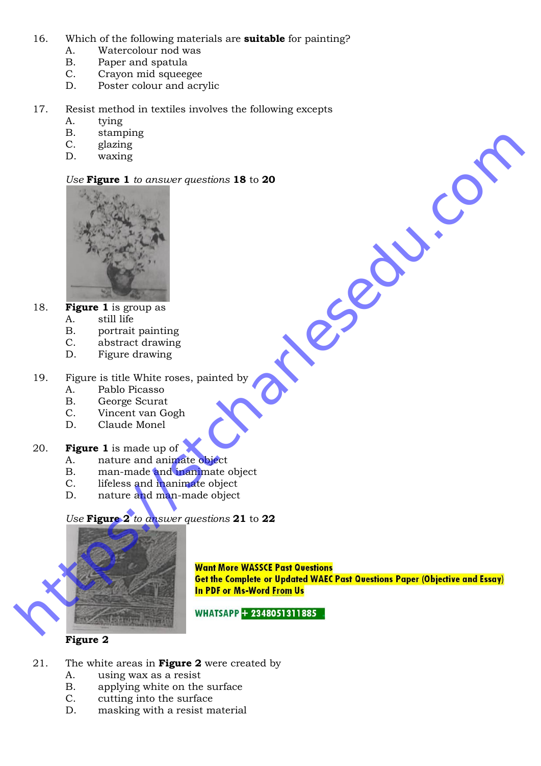16. Which of the following materials are **suitable** for painting?
    A. Watercolour nod was
    B. Paper and spatula
    C. Crayon mid squeegee
    D. Poster colour and acrylic

17. Resist method in textiles involves the following excepts
    A. tying
    B. stamping
    C. glazing
    D. waxing

*Use* **Figure 1** *to answer questions* **18** to **20**

18. **Figure 1** is group as
    A. still life
    B. portrait painting
    C. abstract drawing
    D. Figure drawing

19. Figure is title White roses, painted by
    A. Pablo Picasso
    B. George Scurat
    C. Vincent van Gogh
    D. Claude Monel

20. **Figure 1** is made up of
    A. nature and animate object
    B. man-made and inanimate object
    C. lifeless and inanimate object
    D. nature and man-made object

*Use* **Figure 2** *to answer questions* **21** to **22**

**Figure 2**

**Want More WASSCE Past Questions**
**Get the Complete or Updated WAEC Past Questions Paper (Objective and Essay) In PDF or Ms-Word From Us**

**WHATSAPP + 2348051311885**

21. The white areas in **Figure 2** were created by
    A. using wax as a resist
    B. applying white on the surface
    C. cutting into the surface
    D. masking with a resist material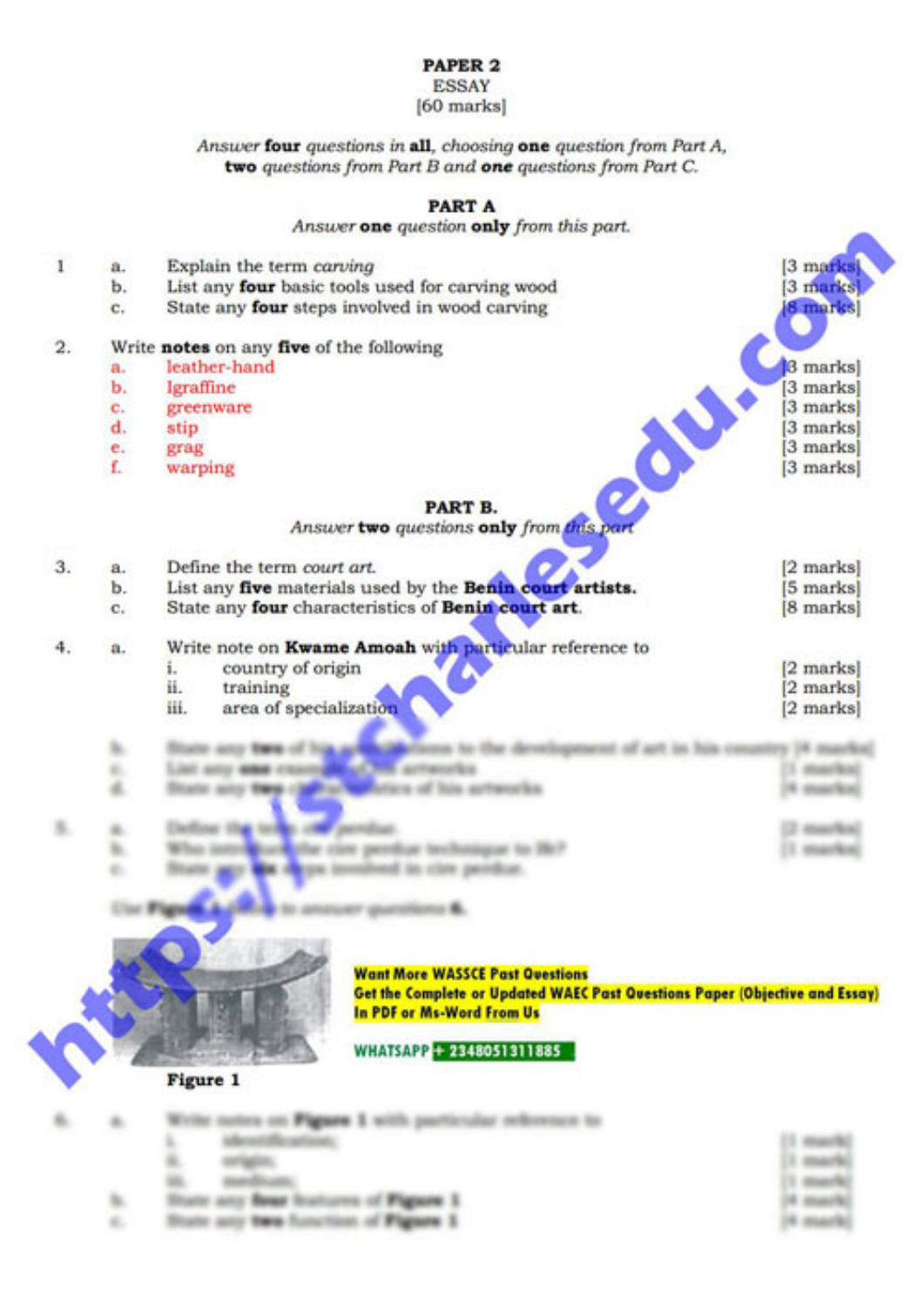# PAPER 2

ESSAY

[60 marks]

*Answer* **four** *questions in* **all**, *choosing* **one** *question from Part A,* **two** *questions from Part B and* **one** *questions from Part C.*

## PART A

*Answer* **one** *question* **only** *from this part.*

1. a. Explain the term *carving* [3 marks]
   b. List any **four** basic tools used for carving wood [3 marks]
   c. State any **four** steps involved in wood carving [8 marks]

2. Write **notes** on any **five** of the following
   a. leather-hand [3 marks]
   b. lgraffine [3 marks]
   c. greenware [3 marks]
   d. stip [3 marks]
   e. grag [3 marks]
   f. warping [3 marks]

## PART B.

*Answer* **two** *questions* **only** *from this part*

3. a. Define the term *court art.* [2 marks]
   b. List any **five** materials used by the **Benin court artists.** [5 marks]
   c. State any **four** characteristics of **Benin court art.** [8 marks]

4. a. Write note on **Kwame Amoah** with particular reference to
      i. country of origin [2 marks]
      ii. training [2 marks]
      iii. area of specialization [2 marks]

Figure 1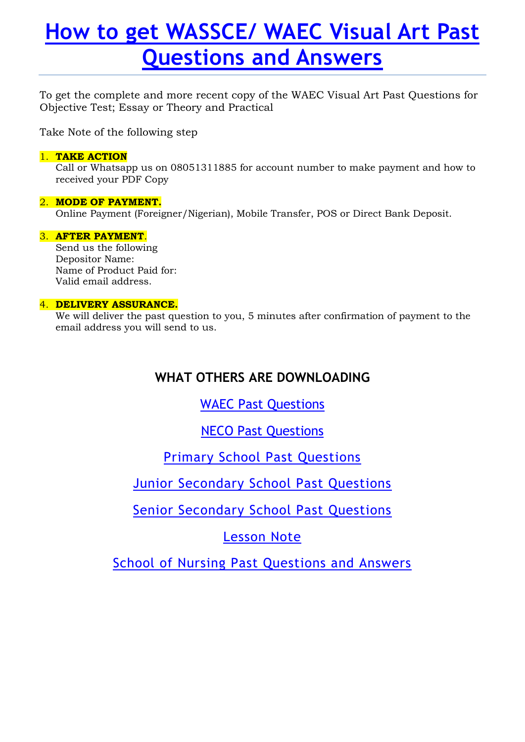# How to get WASSCE/ WAEC Visual Art Past Questions and Answers

To get the complete and more recent copy of the WAEC Visual Art Past Questions for Objective Test; Essay or Theory and Practical

Take Note of the following step

1. **TAKE ACTION**
   Call or Whatsapp us on 08051311885 for account number to make payment and how to received your PDF Copy

2. **MODE OF PAYMENT.**
   Online Payment (Foreigner/Nigerian), Mobile Transfer, POS or Direct Bank Deposit.

3. **AFTER PAYMENT**.
   Send us the following
   Depositor Name:
   Name of Product Paid for:
   Valid email address.

4. **DELIVERY ASSURANCE.**
   We will deliver the past question to you, 5 minutes after confirmation of payment to the email address you will send to us.

## WHAT OTHERS ARE DOWNLOADING

WAEC Past Questions

NECO Past Questions

Primary School Past Questions

Junior Secondary School Past Questions

Senior Secondary School Past Questions

Lesson Note

School of Nursing Past Questions and Answers